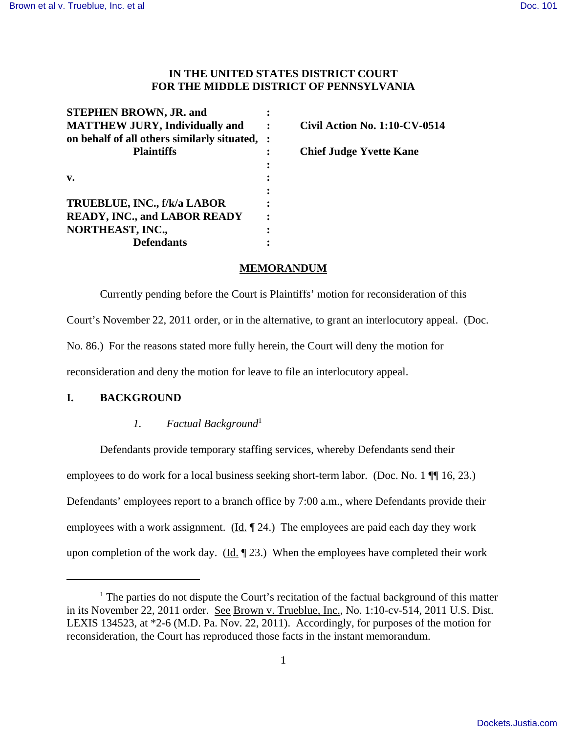**IN THE UNITED STATES DISTRICT COURT**
**FOR THE MIDDLE DISTRICT OF PENNSYLVANIA**

| | | |
|---|---|---|
| **STEPHEN BROWN, JR. and MATTHEW JURY, Individually and on behalf of all others similarly situated,** | : | **Civil Action No. 1:10-CV-0514** |
| **Plaintiffs** | : | **Chief Judge Yvette Kane** |
| | : | |
| **v.** | : | |
| | : | |
| **TRUEBLUE, INC., f/k/a LABOR READY, INC., and LABOR READY NORTHEAST, INC.,** | : | |
| **Defendants** | : | |

## MEMORANDUM

Currently pending before the Court is Plaintiffs' motion for reconsideration of this Court's November 22, 2011 order, or in the alternative, to grant an interlocutory appeal. (Doc. No. 86.) For the reasons stated more fully herein, the Court will deny the motion for reconsideration and deny the motion for leave to file an interlocutory appeal.

## I. BACKGROUND

### *1. Factual Background*[1]

Defendants provide temporary staffing services, whereby Defendants send their employees to do work for a local business seeking short-term labor. (Doc. No. 1 ¶¶ 16, 23.) Defendants' employees report to a branch office by 7:00 a.m., where Defendants provide their employees with a work assignment. (Id. ¶ 24.) The employees are paid each day they work upon completion of the work day. (Id. ¶ 23.) When the employees have completed their work

---

[1] The parties do not dispute the Court's recitation of the factual background of this matter in its November 22, 2011 order. See Brown v. Trueblue, Inc., No. 1:10-cv-514, 2011 U.S. Dist. LEXIS 134523, at *2-6 (M.D. Pa. Nov. 22, 2011). Accordingly, for purposes of the motion for reconsideration, the Court has reproduced those facts in the instant memorandum.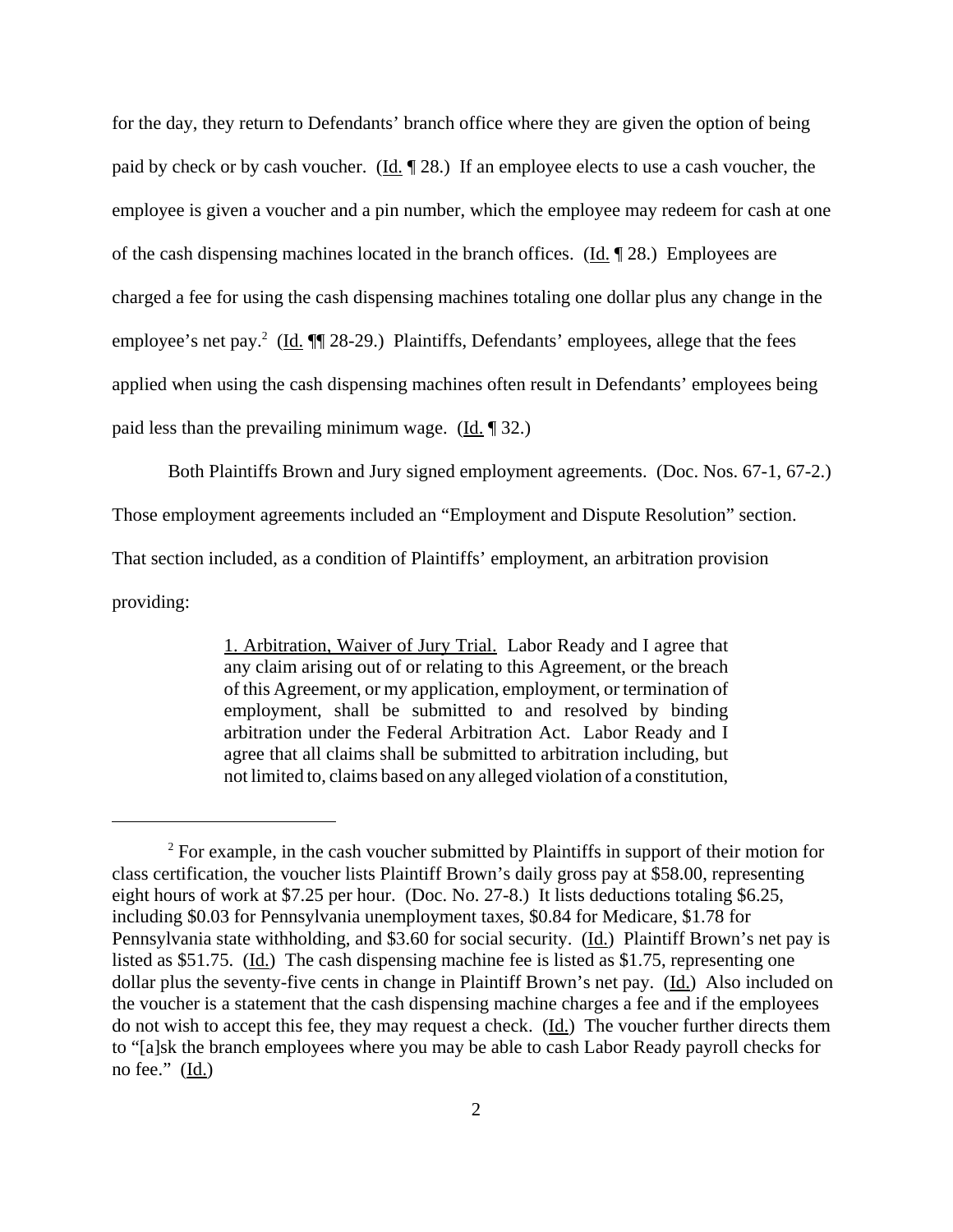for the day, they return to Defendants' branch office where they are given the option of being paid by check or by cash voucher. (Id. ¶ 28.) If an employee elects to use a cash voucher, the employee is given a voucher and a pin number, which the employee may redeem for cash at one of the cash dispensing machines located in the branch offices. (Id. ¶ 28.) Employees are charged a fee for using the cash dispensing machines totaling one dollar plus any change in the employee's net pay.[2] (Id. ¶¶ 28-29.) Plaintiffs, Defendants' employees, allege that the fees applied when using the cash dispensing machines often result in Defendants' employees being paid less than the prevailing minimum wage. (Id. ¶ 32.)

Both Plaintiffs Brown and Jury signed employment agreements. (Doc. Nos. 67-1, 67-2.) Those employment agreements included an "Employment and Dispute Resolution" section. That section included, as a condition of Plaintiffs' employment, an arbitration provision providing:

> 1. Arbitration, Waiver of Jury Trial. Labor Ready and I agree that any claim arising out of or relating to this Agreement, or the breach of this Agreement, or my application, employment, or termination of employment, shall be submitted to and resolved by binding arbitration under the Federal Arbitration Act. Labor Ready and I agree that all claims shall be submitted to arbitration including, but not limited to, claims based on any alleged violation of a constitution,

---

[2] For example, in the cash voucher submitted by Plaintiffs in support of their motion for class certification, the voucher lists Plaintiff Brown's daily gross pay at $58.00, representing eight hours of work at $7.25 per hour. (Doc. No. 27-8.) It lists deductions totaling $6.25, including $0.03 for Pennsylvania unemployment taxes, $0.84 for Medicare, $1.78 for Pennsylvania state withholding, and $3.60 for social security. (Id.) Plaintiff Brown's net pay is listed as $51.75. (Id.) The cash dispensing machine fee is listed as $1.75, representing one dollar plus the seventy-five cents in change in Plaintiff Brown's net pay. (Id.) Also included on the voucher is a statement that the cash dispensing machine charges a fee and if the employees do not wish to accept this fee, they may request a check. (Id.) The voucher further directs them to "[a]sk the branch employees where you may be able to cash Labor Ready payroll checks for no fee." (Id.)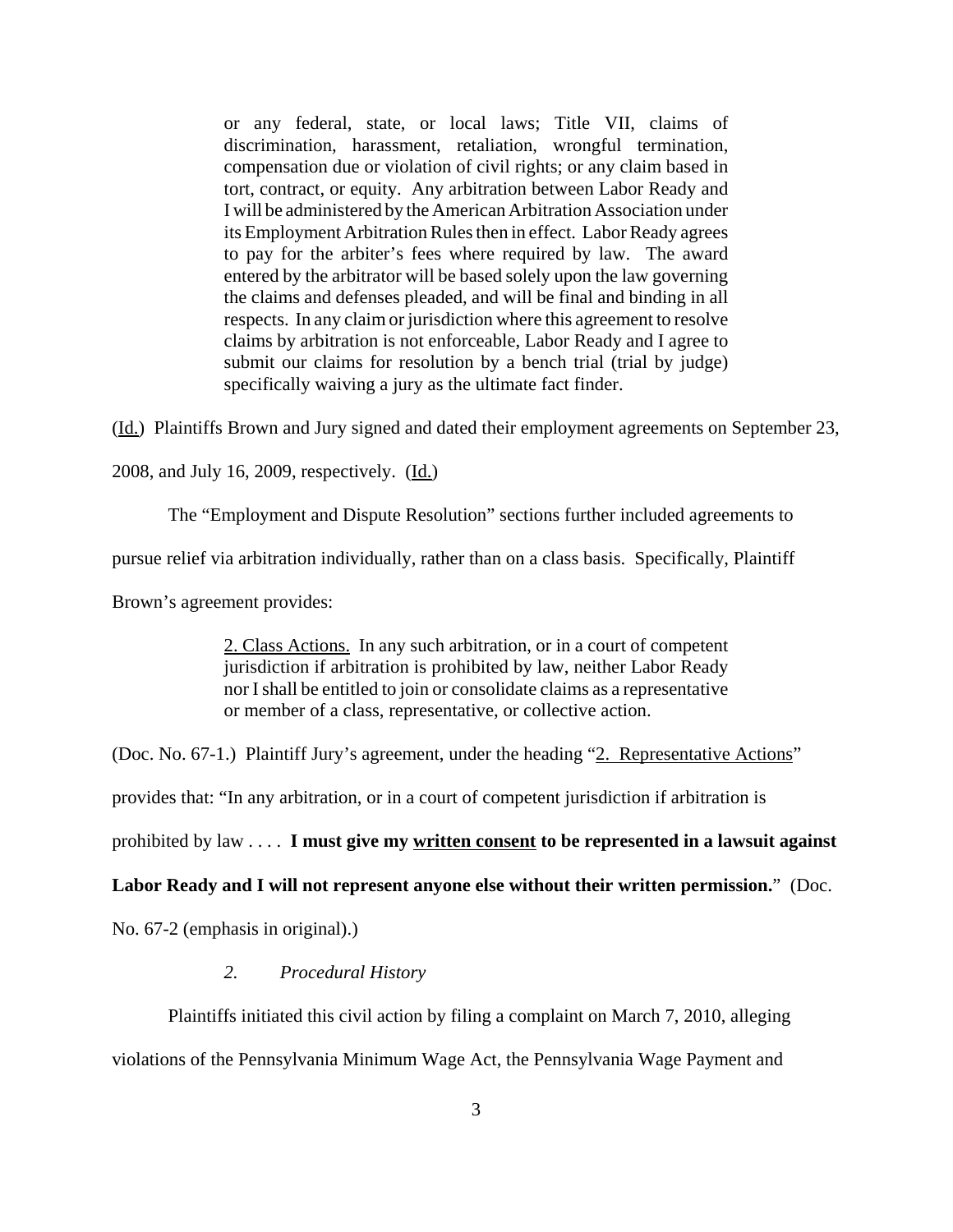> or any federal, state, or local laws; Title VII, claims of discrimination, harassment, retaliation, wrongful termination, compensation due or violation of civil rights; or any claim based in tort, contract, or equity. Any arbitration between Labor Ready and I will be administered by the American Arbitration Association under its Employment Arbitration Rules then in effect. Labor Ready agrees to pay for the arbiter's fees where required by law. The award entered by the arbitrator will be based solely upon the law governing the claims and defenses pleaded, and will be final and binding in all respects. In any claim or jurisdiction where this agreement to resolve claims by arbitration is not enforceable, Labor Ready and I agree to submit our claims for resolution by a bench trial (trial by judge) specifically waiving a jury as the ultimate fact finder.

(<u>Id.</u>) Plaintiffs Brown and Jury signed and dated their employment agreements on September 23, 2008, and July 16, 2009, respectively. (<u>Id.</u>)

The "Employment and Dispute Resolution" sections further included agreements to pursue relief via arbitration individually, rather than on a class basis. Specifically, Plaintiff Brown's agreement provides:

> <u>2. Class Actions.</u> In any such arbitration, or in a court of competent jurisdiction if arbitration is prohibited by law, neither Labor Ready nor I shall be entitled to join or consolidate claims as a representative or member of a class, representative, or collective action.

(Doc. No. 67-1.) Plaintiff Jury's agreement, under the heading "<u>2. Representative Actions</u>" provides that: "In any arbitration, or in a court of competent jurisdiction if arbitration is prohibited by law . . . . **I must give my <u>written consent</u> to be represented in a lawsuit against Labor Ready and I will not represent anyone else without their written permission.**" (Doc. No. 67-2 (emphasis in original).)

### *2. Procedural History*

Plaintiffs initiated this civil action by filing a complaint on March 7, 2010, alleging violations of the Pennsylvania Minimum Wage Act, the Pennsylvania Wage Payment and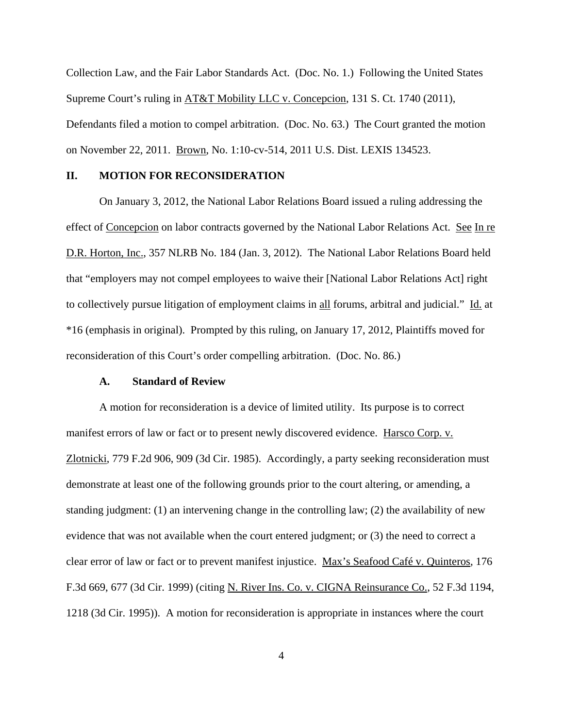Collection Law, and the Fair Labor Standards Act. (Doc. No. 1.) Following the United States Supreme Court's ruling in AT&T Mobility LLC v. Concepcion, 131 S. Ct. 1740 (2011), Defendants filed a motion to compel arbitration. (Doc. No. 63.) The Court granted the motion on November 22, 2011. Brown, No. 1:10-cv-514, 2011 U.S. Dist. LEXIS 134523.

## II. MOTION FOR RECONSIDERATION

On January 3, 2012, the National Labor Relations Board issued a ruling addressing the effect of Concepcion on labor contracts governed by the National Labor Relations Act. See In re D.R. Horton, Inc., 357 NLRB No. 184 (Jan. 3, 2012). The National Labor Relations Board held that "employers may not compel employees to waive their [National Labor Relations Act] right to collectively pursue litigation of employment claims in all forums, arbitral and judicial." Id. at *16 (emphasis in original). Prompted by this ruling, on January 17, 2012, Plaintiffs moved for reconsideration of this Court's order compelling arbitration. (Doc. No. 86.)

### A. Standard of Review

A motion for reconsideration is a device of limited utility. Its purpose is to correct manifest errors of law or fact or to present newly discovered evidence. Harsco Corp. v. Zlotnicki, 779 F.2d 906, 909 (3d Cir. 1985). Accordingly, a party seeking reconsideration must demonstrate at least one of the following grounds prior to the court altering, or amending, a standing judgment: (1) an intervening change in the controlling law; (2) the availability of new evidence that was not available when the court entered judgment; or (3) the need to correct a clear error of law or fact or to prevent manifest injustice. Max's Seafood Café v. Quinteros, 176 F.3d 669, 677 (3d Cir. 1999) (citing N. River Ins. Co. v. CIGNA Reinsurance Co., 52 F.3d 1194, 1218 (3d Cir. 1995)). A motion for reconsideration is appropriate in instances where the court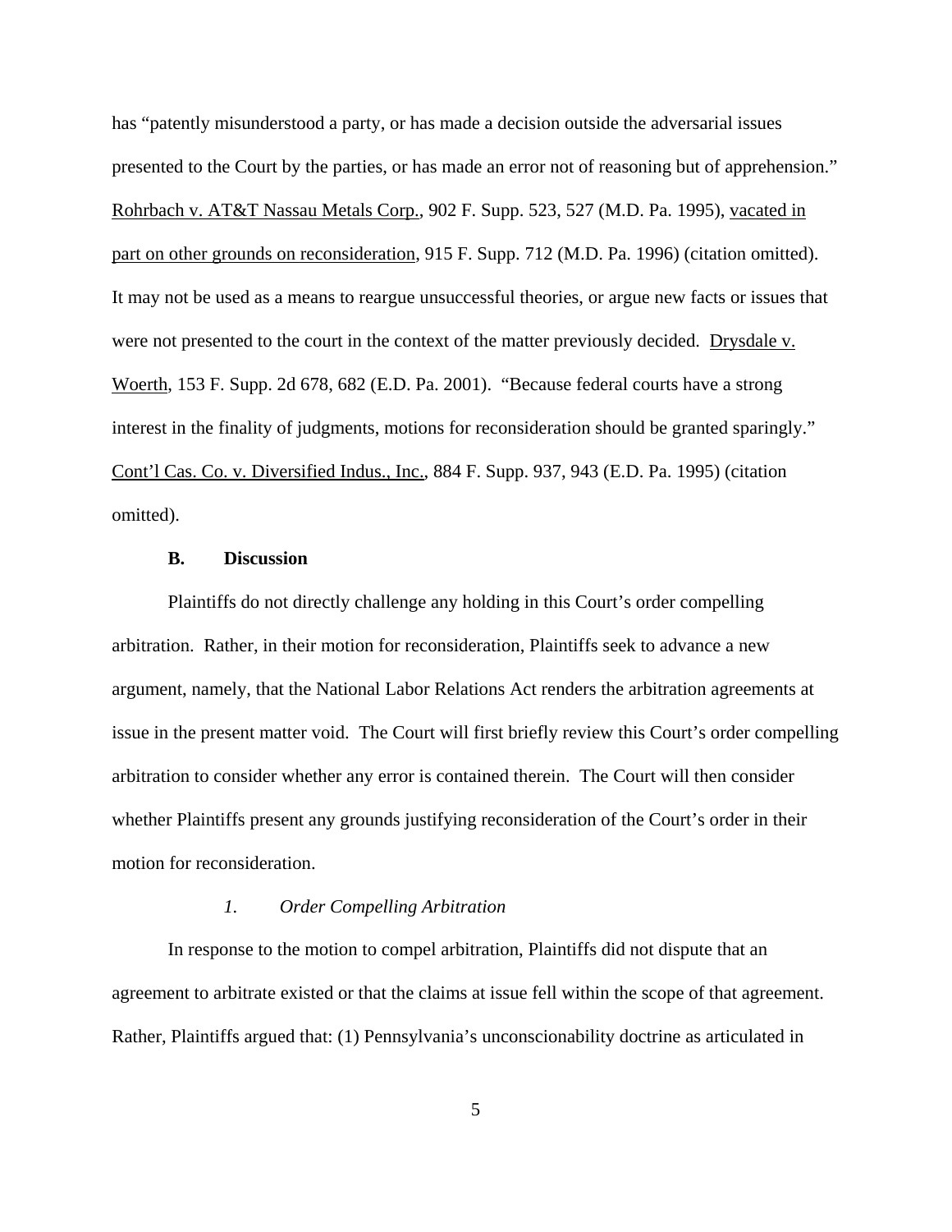has "patently misunderstood a party, or has made a decision outside the adversarial issues presented to the Court by the parties, or has made an error not of reasoning but of apprehension." Rohrbach v. AT&T Nassau Metals Corp., 902 F. Supp. 523, 527 (M.D. Pa. 1995), vacated in part on other grounds on reconsideration, 915 F. Supp. 712 (M.D. Pa. 1996) (citation omitted). It may not be used as a means to reargue unsuccessful theories, or argue new facts or issues that were not presented to the court in the context of the matter previously decided. Drysdale v. Woerth, 153 F. Supp. 2d 678, 682 (E.D. Pa. 2001). "Because federal courts have a strong interest in the finality of judgments, motions for reconsideration should be granted sparingly." Cont'l Cas. Co. v. Diversified Indus., Inc., 884 F. Supp. 937, 943 (E.D. Pa. 1995) (citation omitted).

**B. Discussion**

Plaintiffs do not directly challenge any holding in this Court's order compelling arbitration. Rather, in their motion for reconsideration, Plaintiffs seek to advance a new argument, namely, that the National Labor Relations Act renders the arbitration agreements at issue in the present matter void. The Court will first briefly review this Court's order compelling arbitration to consider whether any error is contained therein. The Court will then consider whether Plaintiffs present any grounds justifying reconsideration of the Court's order in their motion for reconsideration.

*1. Order Compelling Arbitration*

In response to the motion to compel arbitration, Plaintiffs did not dispute that an agreement to arbitrate existed or that the claims at issue fell within the scope of that agreement. Rather, Plaintiffs argued that: (1) Pennsylvania's unconscionability doctrine as articulated in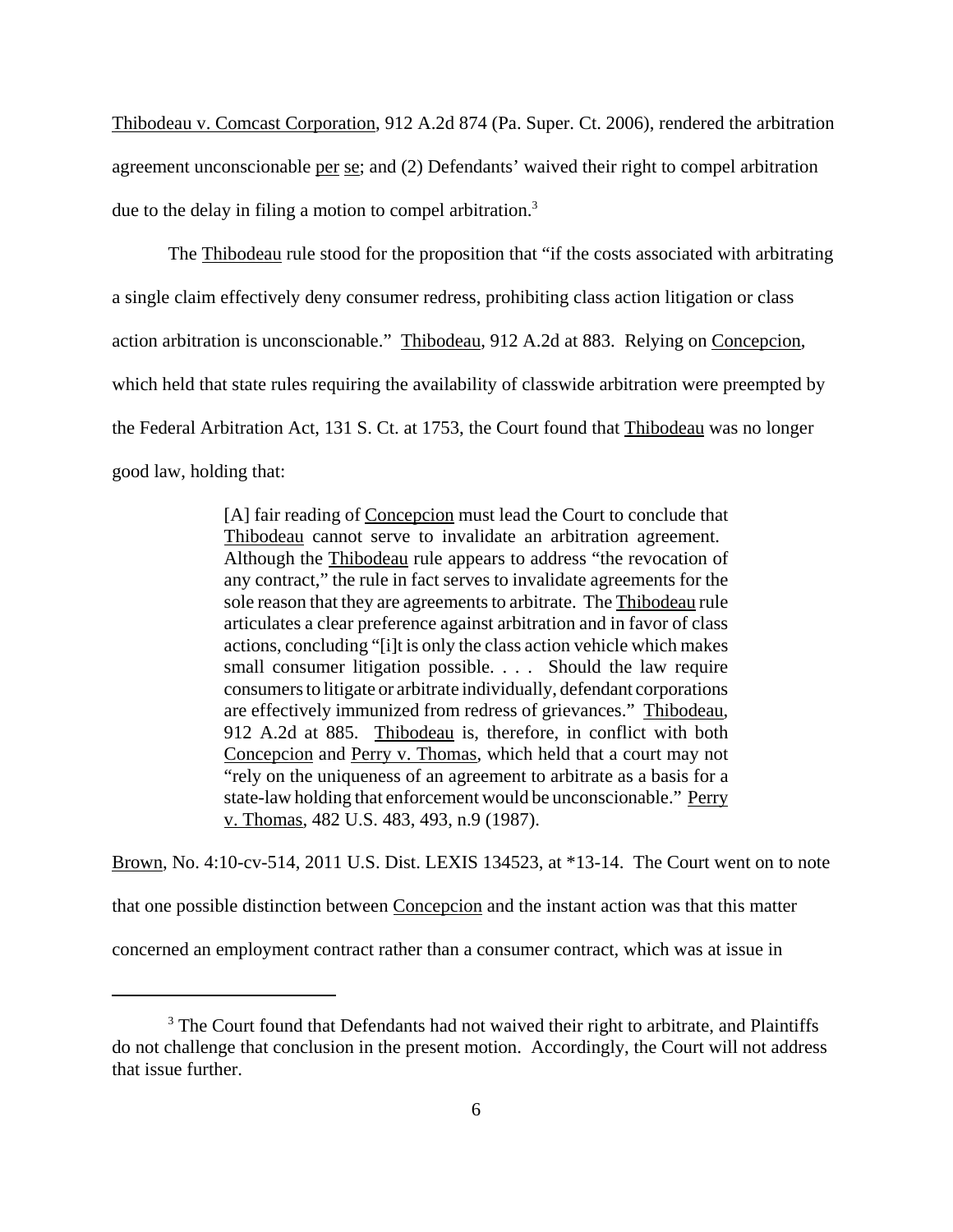Thibodeau v. Comcast Corporation, 912 A.2d 874 (Pa. Super. Ct. 2006), rendered the arbitration agreement unconscionable per se; and (2) Defendants' waived their right to compel arbitration due to the delay in filing a motion to compel arbitration.[3]

The Thibodeau rule stood for the proposition that "if the costs associated with arbitrating a single claim effectively deny consumer redress, prohibiting class action litigation or class action arbitration is unconscionable." Thibodeau, 912 A.2d at 883. Relying on Concepcion, which held that state rules requiring the availability of classwide arbitration were preempted by the Federal Arbitration Act, 131 S. Ct. at 1753, the Court found that Thibodeau was no longer good law, holding that:

> [A] fair reading of Concepcion must lead the Court to conclude that Thibodeau cannot serve to invalidate an arbitration agreement. Although the Thibodeau rule appears to address "the revocation of any contract," the rule in fact serves to invalidate agreements for the sole reason that they are agreements to arbitrate. The Thibodeau rule articulates a clear preference against arbitration and in favor of class actions, concluding "[i]t is only the class action vehicle which makes small consumer litigation possible. . . . Should the law require consumers to litigate or arbitrate individually, defendant corporations are effectively immunized from redress of grievances." Thibodeau, 912 A.2d at 885. Thibodeau is, therefore, in conflict with both Concepcion and Perry v. Thomas, which held that a court may not "rely on the uniqueness of an agreement to arbitrate as a basis for a state-law holding that enforcement would be unconscionable." Perry v. Thomas, 482 U.S. 483, 493, n.9 (1987).

Brown, No. 4:10-cv-514, 2011 U.S. Dist. LEXIS 134523, at *13-14. The Court went on to note that one possible distinction between Concepcion and the instant action was that this matter concerned an employment contract rather than a consumer contract, which was at issue in

---

[3] The Court found that Defendants had not waived their right to arbitrate, and Plaintiffs do not challenge that conclusion in the present motion. Accordingly, the Court will not address that issue further.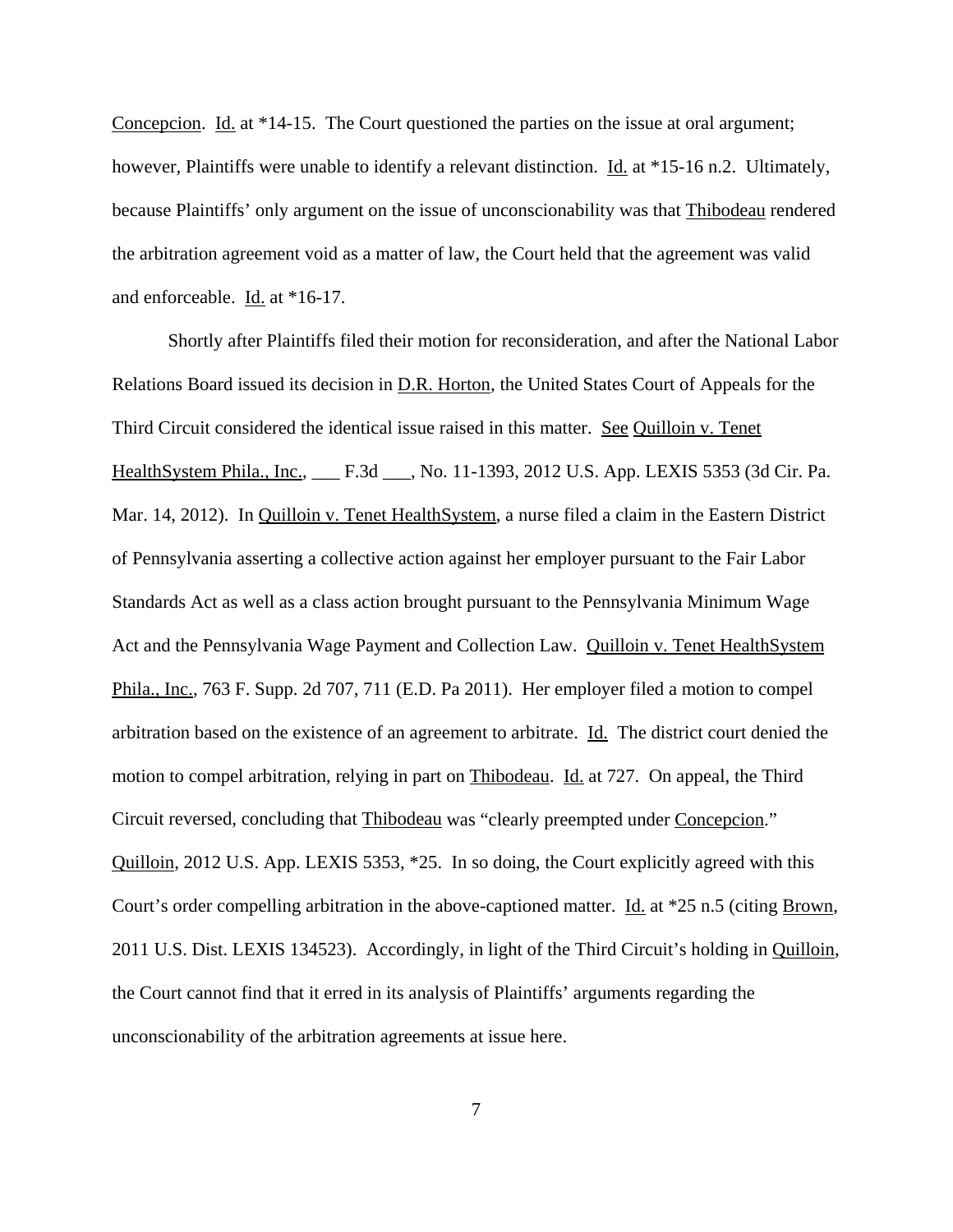Concepcion. Id. at *14-15. The Court questioned the parties on the issue at oral argument; however, Plaintiffs were unable to identify a relevant distinction. Id. at *15-16 n.2. Ultimately, because Plaintiffs' only argument on the issue of unconscionability was that Thibodeau rendered the arbitration agreement void as a matter of law, the Court held that the agreement was valid and enforceable. Id. at *16-17.

Shortly after Plaintiffs filed their motion for reconsideration, and after the National Labor Relations Board issued its decision in D.R. Horton, the United States Court of Appeals for the Third Circuit considered the identical issue raised in this matter. See Quilloin v. Tenet HealthSystem Phila., Inc., ___ F.3d ___, No. 11-1393, 2012 U.S. App. LEXIS 5353 (3d Cir. Pa. Mar. 14, 2012). In Quilloin v. Tenet HealthSystem, a nurse filed a claim in the Eastern District of Pennsylvania asserting a collective action against her employer pursuant to the Fair Labor Standards Act as well as a class action brought pursuant to the Pennsylvania Minimum Wage Act and the Pennsylvania Wage Payment and Collection Law. Quilloin v. Tenet HealthSystem Phila., Inc., 763 F. Supp. 2d 707, 711 (E.D. Pa 2011). Her employer filed a motion to compel arbitration based on the existence of an agreement to arbitrate. Id. The district court denied the motion to compel arbitration, relying in part on Thibodeau. Id. at 727. On appeal, the Third Circuit reversed, concluding that Thibodeau was "clearly preempted under Concepcion." Quilloin, 2012 U.S. App. LEXIS 5353, *25. In so doing, the Court explicitly agreed with this Court's order compelling arbitration in the above-captioned matter. Id. at *25 n.5 (citing Brown, 2011 U.S. Dist. LEXIS 134523). Accordingly, in light of the Third Circuit's holding in Quilloin, the Court cannot find that it erred in its analysis of Plaintiffs' arguments regarding the unconscionability of the arbitration agreements at issue here.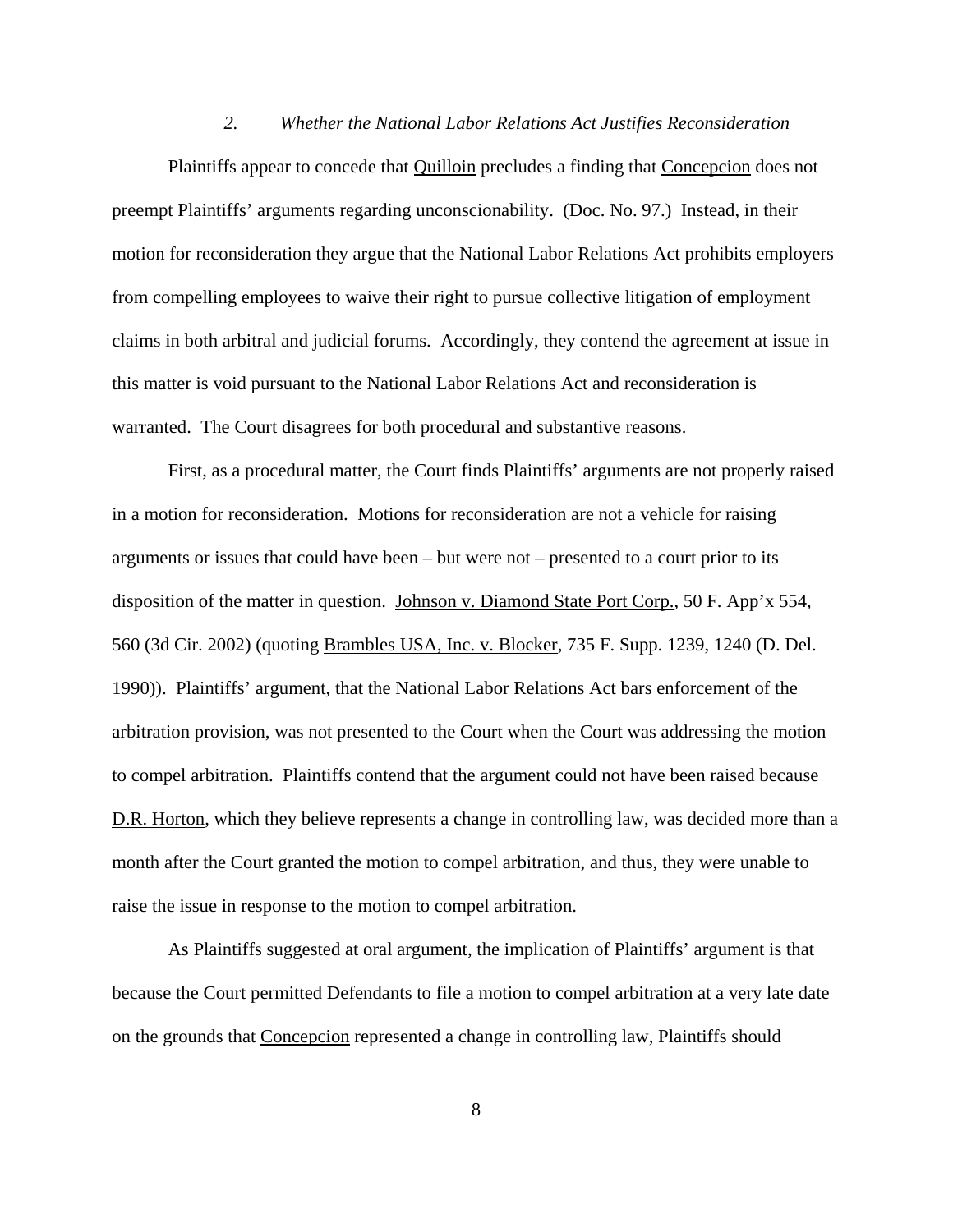### *2. Whether the National Labor Relations Act Justifies Reconsideration*

Plaintiffs appear to concede that Quilloin precludes a finding that Concepcion does not preempt Plaintiffs' arguments regarding unconscionability. (Doc. No. 97.) Instead, in their motion for reconsideration they argue that the National Labor Relations Act prohibits employers from compelling employees to waive their right to pursue collective litigation of employment claims in both arbitral and judicial forums. Accordingly, they contend the agreement at issue in this matter is void pursuant to the National Labor Relations Act and reconsideration is warranted. The Court disagrees for both procedural and substantive reasons.

First, as a procedural matter, the Court finds Plaintiffs' arguments are not properly raised in a motion for reconsideration. Motions for reconsideration are not a vehicle for raising arguments or issues that could have been – but were not – presented to a court prior to its disposition of the matter in question. Johnson v. Diamond State Port Corp., 50 F. App'x 554, 560 (3d Cir. 2002) (quoting Brambles USA, Inc. v. Blocker, 735 F. Supp. 1239, 1240 (D. Del. 1990)). Plaintiffs' argument, that the National Labor Relations Act bars enforcement of the arbitration provision, was not presented to the Court when the Court was addressing the motion to compel arbitration. Plaintiffs contend that the argument could not have been raised because D.R. Horton, which they believe represents a change in controlling law, was decided more than a month after the Court granted the motion to compel arbitration, and thus, they were unable to raise the issue in response to the motion to compel arbitration.

As Plaintiffs suggested at oral argument, the implication of Plaintiffs' argument is that because the Court permitted Defendants to file a motion to compel arbitration at a very late date on the grounds that Concepcion represented a change in controlling law, Plaintiffs should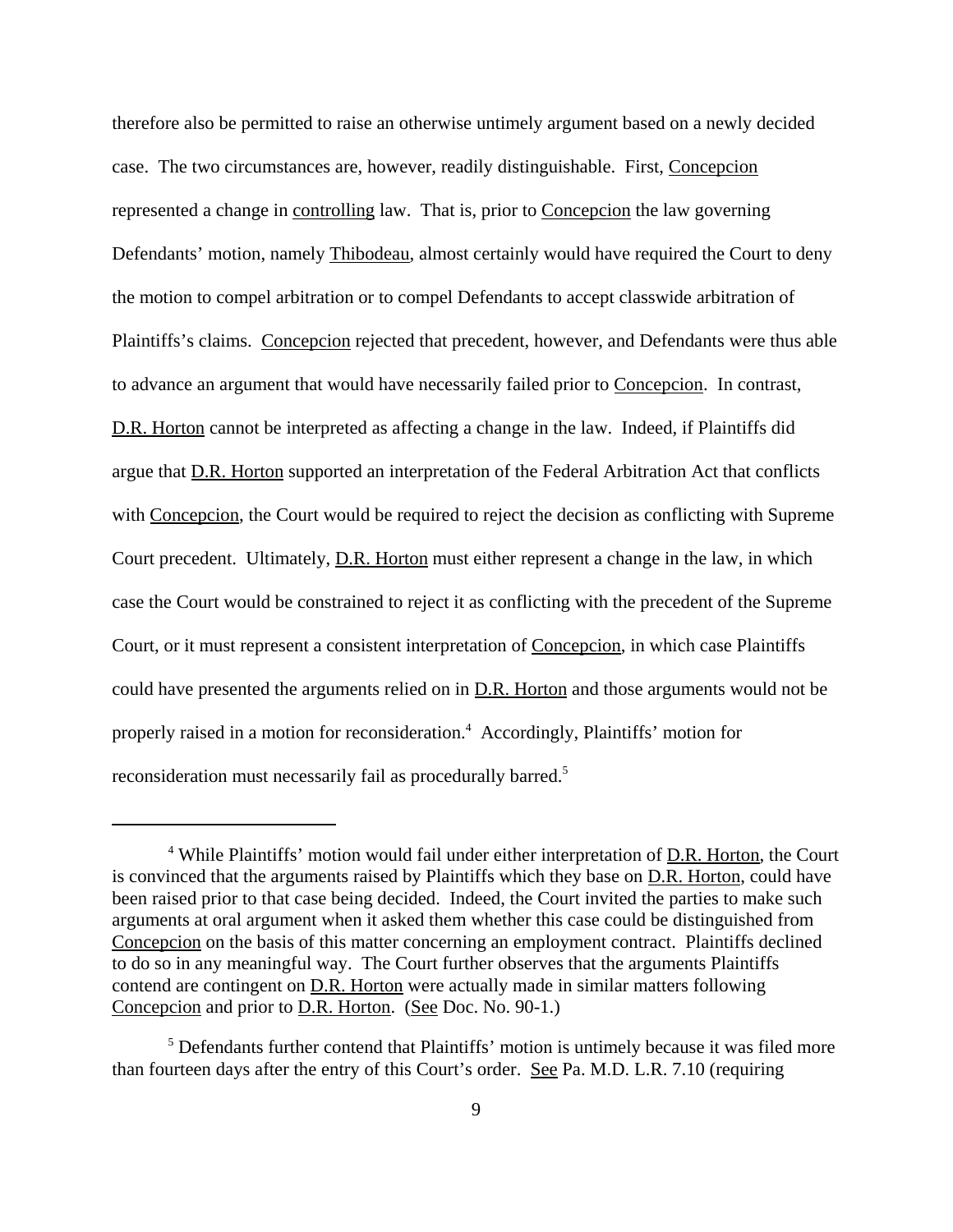therefore also be permitted to raise an otherwise untimely argument based on a newly decided case. The two circumstances are, however, readily distinguishable. First, Concepcion represented a change in controlling law. That is, prior to Concepcion the law governing Defendants' motion, namely Thibodeau, almost certainly would have required the Court to deny the motion to compel arbitration or to compel Defendants to accept classwide arbitration of Plaintiffs's claims. Concepcion rejected that precedent, however, and Defendants were thus able to advance an argument that would have necessarily failed prior to Concepcion. In contrast, D.R. Horton cannot be interpreted as affecting a change in the law. Indeed, if Plaintiffs did argue that D.R. Horton supported an interpretation of the Federal Arbitration Act that conflicts with Concepcion, the Court would be required to reject the decision as conflicting with Supreme Court precedent. Ultimately, D.R. Horton must either represent a change in the law, in which case the Court would be constrained to reject it as conflicting with the precedent of the Supreme Court, or it must represent a consistent interpretation of Concepcion, in which case Plaintiffs could have presented the arguments relied on in D.R. Horton and those arguments would not be properly raised in a motion for reconsideration.[4] Accordingly, Plaintiffs' motion for reconsideration must necessarily fail as procedurally barred.[5]

---

[4] While Plaintiffs' motion would fail under either interpretation of D.R. Horton, the Court is convinced that the arguments raised by Plaintiffs which they base on D.R. Horton, could have been raised prior to that case being decided. Indeed, the Court invited the parties to make such arguments at oral argument when it asked them whether this case could be distinguished from Concepcion on the basis of this matter concerning an employment contract. Plaintiffs declined to do so in any meaningful way. The Court further observes that the arguments Plaintiffs contend are contingent on D.R. Horton were actually made in similar matters following Concepcion and prior to D.R. Horton. (See Doc. No. 90-1.)

[5] Defendants further contend that Plaintiffs' motion is untimely because it was filed more than fourteen days after the entry of this Court's order. See Pa. M.D. L.R. 7.10 (requiring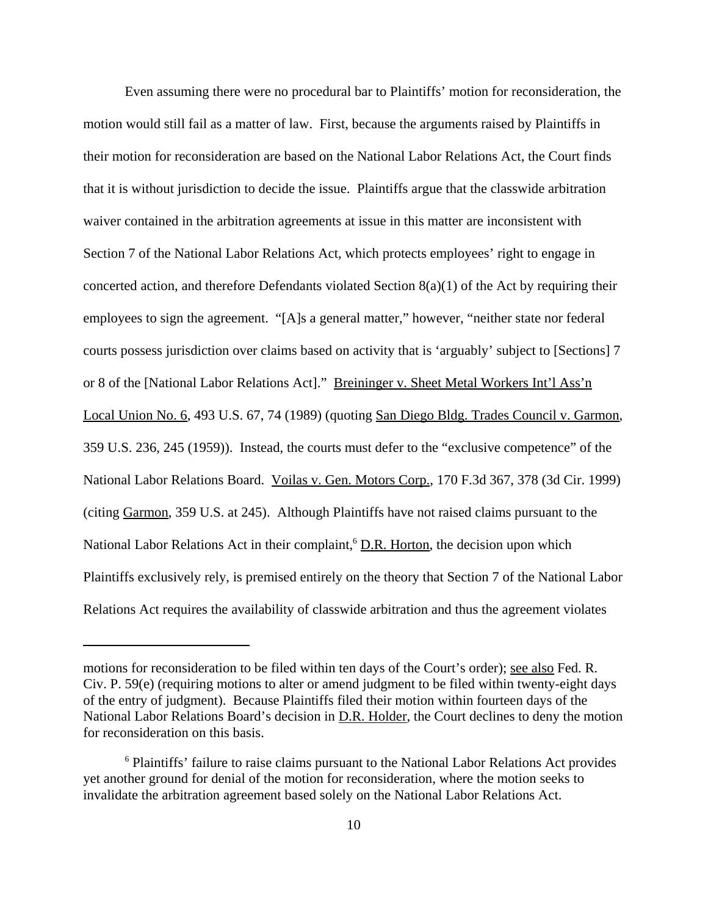Even assuming there were no procedural bar to Plaintiffs' motion for reconsideration, the motion would still fail as a matter of law. First, because the arguments raised by Plaintiffs in their motion for reconsideration are based on the National Labor Relations Act, the Court finds that it is without jurisdiction to decide the issue. Plaintiffs argue that the classwide arbitration waiver contained in the arbitration agreements at issue in this matter are inconsistent with Section 7 of the National Labor Relations Act, which protects employees' right to engage in concerted action, and therefore Defendants violated Section 8(a)(1) of the Act by requiring their employees to sign the agreement. "[A]s a general matter," however, "neither state nor federal courts possess jurisdiction over claims based on activity that is 'arguably' subject to [Sections] 7 or 8 of the [National Labor Relations Act]." Breininger v. Sheet Metal Workers Int'l Ass'n Local Union No. 6, 493 U.S. 67, 74 (1989) (quoting San Diego Bldg. Trades Council v. Garmon, 359 U.S. 236, 245 (1959)). Instead, the courts must defer to the "exclusive competence" of the National Labor Relations Board. Voilas v. Gen. Motors Corp., 170 F.3d 367, 378 (3d Cir. 1999) (citing Garmon, 359 U.S. at 245). Although Plaintiffs have not raised claims pursuant to the National Labor Relations Act in their complaint,[6] D.R. Horton, the decision upon which Plaintiffs exclusively rely, is premised entirely on the theory that Section 7 of the National Labor Relations Act requires the availability of classwide arbitration and thus the agreement violates

---

motions for reconsideration to be filed within ten days of the Court's order); see also Fed. R. Civ. P. 59(e) (requiring motions to alter or amend judgment to be filed within twenty-eight days of the entry of judgment). Because Plaintiffs filed their motion within fourteen days of the National Labor Relations Board's decision in D.R. Holder, the Court declines to deny the motion for reconsideration on this basis.

[6] Plaintiffs' failure to raise claims pursuant to the National Labor Relations Act provides yet another ground for denial of the motion for reconsideration, where the motion seeks to invalidate the arbitration agreement based solely on the National Labor Relations Act.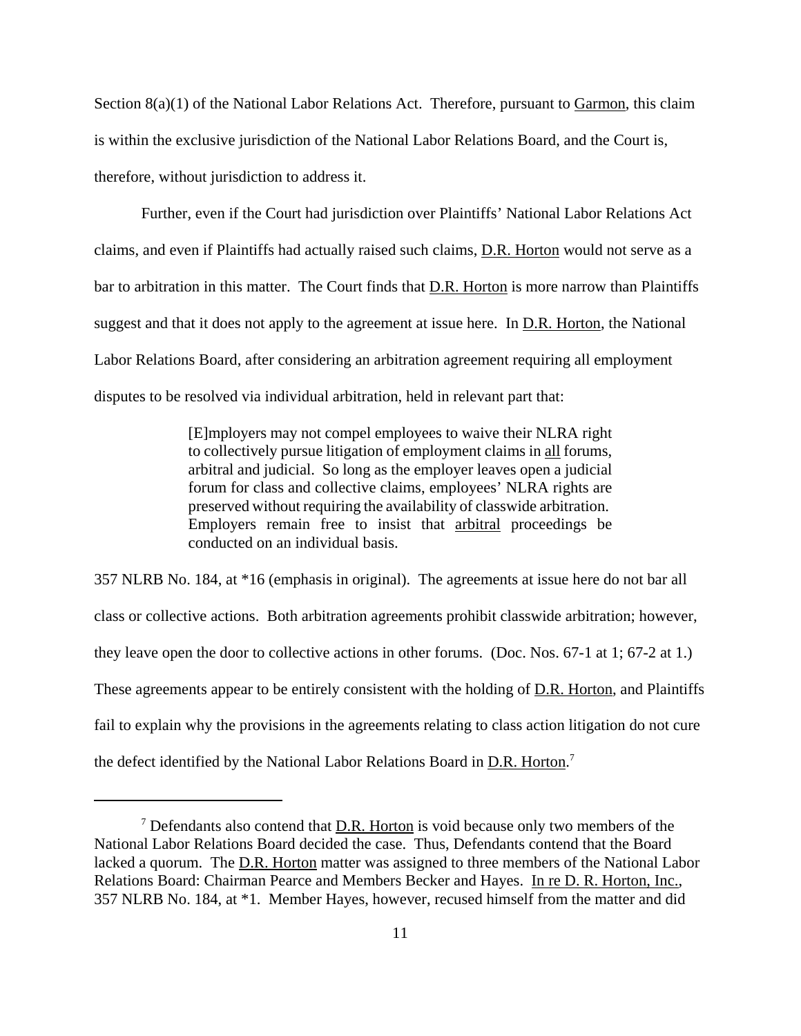Section 8(a)(1) of the National Labor Relations Act. Therefore, pursuant to Garmon, this claim is within the exclusive jurisdiction of the National Labor Relations Board, and the Court is, therefore, without jurisdiction to address it.

Further, even if the Court had jurisdiction over Plaintiffs' National Labor Relations Act claims, and even if Plaintiffs had actually raised such claims, D.R. Horton would not serve as a bar to arbitration in this matter. The Court finds that D.R. Horton is more narrow than Plaintiffs suggest and that it does not apply to the agreement at issue here. In D.R. Horton, the National Labor Relations Board, after considering an arbitration agreement requiring all employment disputes to be resolved via individual arbitration, held in relevant part that:

> [E]mployers may not compel employees to waive their NLRA right to collectively pursue litigation of employment claims in all forums, arbitral and judicial. So long as the employer leaves open a judicial forum for class and collective claims, employees' NLRA rights are preserved without requiring the availability of classwide arbitration. Employers remain free to insist that arbitral proceedings be conducted on an individual basis.

357 NLRB No. 184, at *16 (emphasis in original). The agreements at issue here do not bar all class or collective actions. Both arbitration agreements prohibit classwide arbitration; however, they leave open the door to collective actions in other forums. (Doc. Nos. 67-1 at 1; 67-2 at 1.) These agreements appear to be entirely consistent with the holding of D.R. Horton, and Plaintiffs fail to explain why the provisions in the agreements relating to class action litigation do not cure the defect identified by the National Labor Relations Board in D.R. Horton.[7]

---

[7] Defendants also contend that D.R. Horton is void because only two members of the National Labor Relations Board decided the case. Thus, Defendants contend that the Board lacked a quorum. The D.R. Horton matter was assigned to three members of the National Labor Relations Board: Chairman Pearce and Members Becker and Hayes. In re D. R. Horton, Inc., 357 NLRB No. 184, at *1. Member Hayes, however, recused himself from the matter and did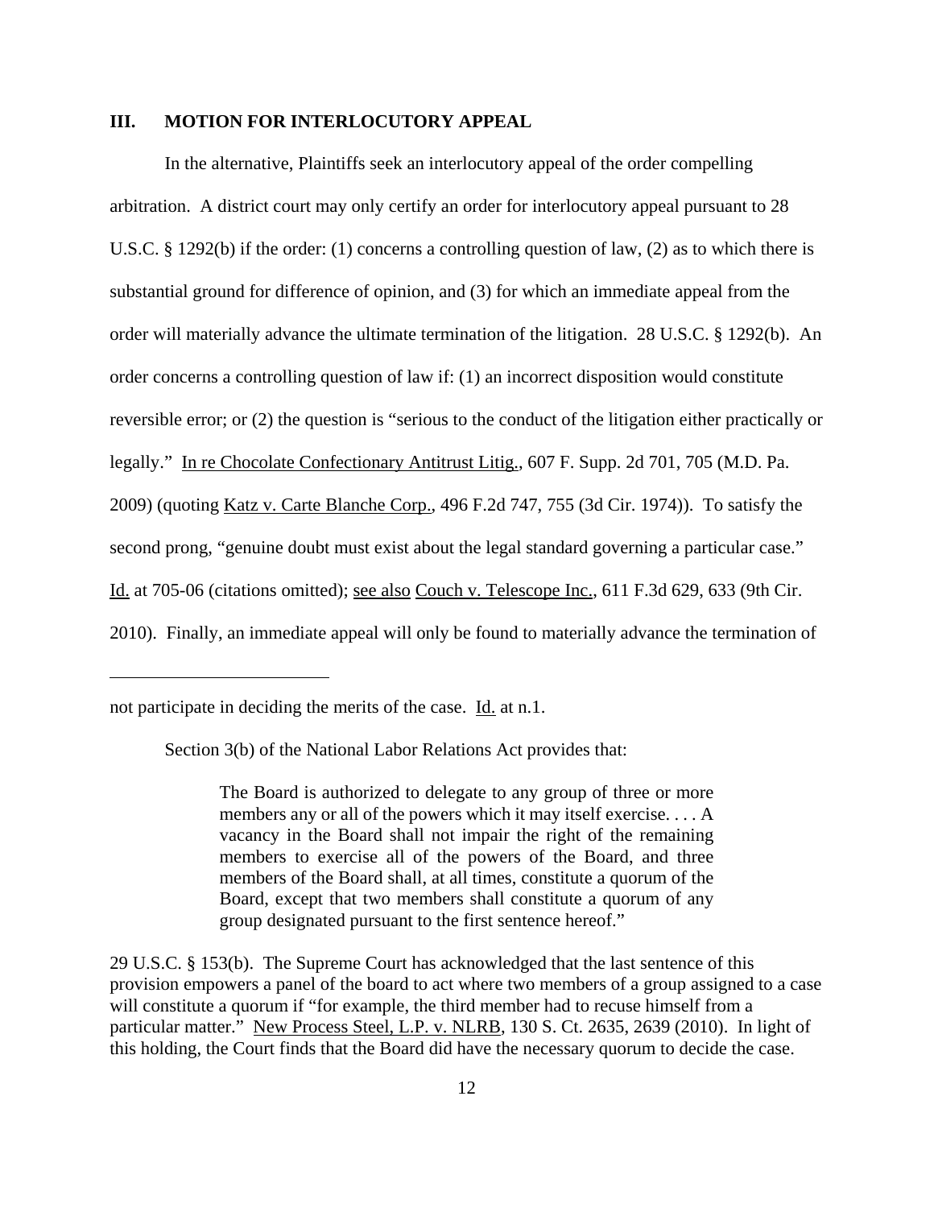## III. MOTION FOR INTERLOCUTORY APPEAL

In the alternative, Plaintiffs seek an interlocutory appeal of the order compelling arbitration. A district court may only certify an order for interlocutory appeal pursuant to 28 U.S.C. § 1292(b) if the order: (1) concerns a controlling question of law, (2) as to which there is substantial ground for difference of opinion, and (3) for which an immediate appeal from the order will materially advance the ultimate termination of the litigation. 28 U.S.C. § 1292(b). An order concerns a controlling question of law if: (1) an incorrect disposition would constitute reversible error; or (2) the question is "serious to the conduct of the litigation either practically or legally." In re Chocolate Confectionary Antitrust Litig., 607 F. Supp. 2d 701, 705 (M.D. Pa. 2009) (quoting Katz v. Carte Blanche Corp., 496 F.2d 747, 755 (3d Cir. 1974)). To satisfy the second prong, "genuine doubt must exist about the legal standard governing a particular case." Id. at 705-06 (citations omitted); see also Couch v. Telescope Inc., 611 F.3d 629, 633 (9th Cir. 2010). Finally, an immediate appeal will only be found to materially advance the termination of

---

not participate in deciding the merits of the case. Id. at n.1.

Section 3(b) of the National Labor Relations Act provides that:

> The Board is authorized to delegate to any group of three or more members any or all of the powers which it may itself exercise. . . . A vacancy in the Board shall not impair the right of the remaining members to exercise all of the powers of the Board, and three members of the Board shall, at all times, constitute a quorum of the Board, except that two members shall constitute a quorum of any group designated pursuant to the first sentence hereof."

29 U.S.C. § 153(b). The Supreme Court has acknowledged that the last sentence of this provision empowers a panel of the board to act where two members of a group assigned to a case will constitute a quorum if "for example, the third member had to recuse himself from a particular matter." New Process Steel, L.P. v. NLRB, 130 S. Ct. 2635, 2639 (2010). In light of this holding, the Court finds that the Board did have the necessary quorum to decide the case.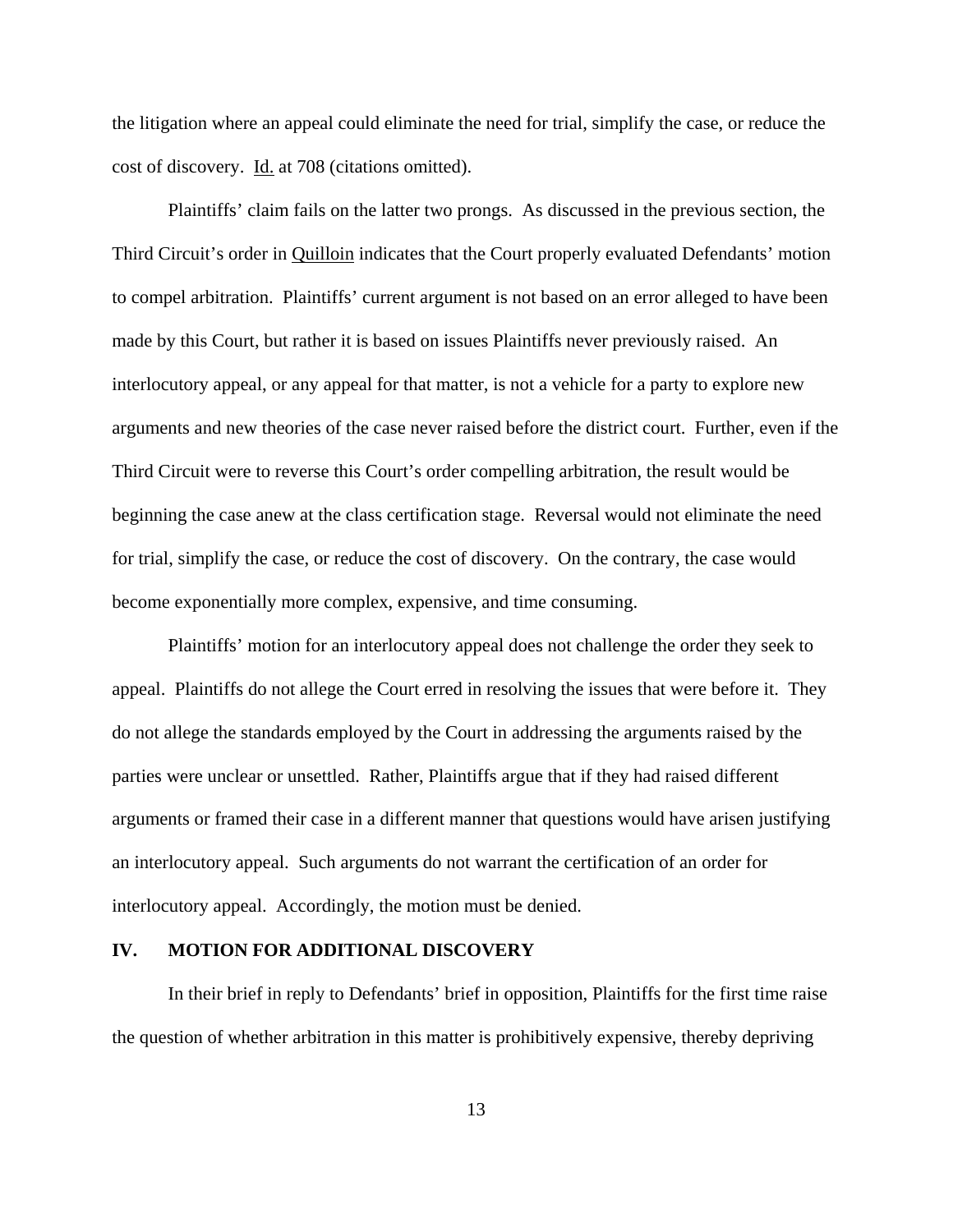the litigation where an appeal could eliminate the need for trial, simplify the case, or reduce the cost of discovery. Id. at 708 (citations omitted).

Plaintiffs' claim fails on the latter two prongs. As discussed in the previous section, the Third Circuit's order in Quilloin indicates that the Court properly evaluated Defendants' motion to compel arbitration. Plaintiffs' current argument is not based on an error alleged to have been made by this Court, but rather it is based on issues Plaintiffs never previously raised. An interlocutory appeal, or any appeal for that matter, is not a vehicle for a party to explore new arguments and new theories of the case never raised before the district court. Further, even if the Third Circuit were to reverse this Court's order compelling arbitration, the result would be beginning the case anew at the class certification stage. Reversal would not eliminate the need for trial, simplify the case, or reduce the cost of discovery. On the contrary, the case would become exponentially more complex, expensive, and time consuming.

Plaintiffs' motion for an interlocutory appeal does not challenge the order they seek to appeal. Plaintiffs do not allege the Court erred in resolving the issues that were before it. They do not allege the standards employed by the Court in addressing the arguments raised by the parties were unclear or unsettled. Rather, Plaintiffs argue that if they had raised different arguments or framed their case in a different manner that questions would have arisen justifying an interlocutory appeal. Such arguments do not warrant the certification of an order for interlocutory appeal. Accordingly, the motion must be denied.

## IV. MOTION FOR ADDITIONAL DISCOVERY

In their brief in reply to Defendants' brief in opposition, Plaintiffs for the first time raise the question of whether arbitration in this matter is prohibitively expensive, thereby depriving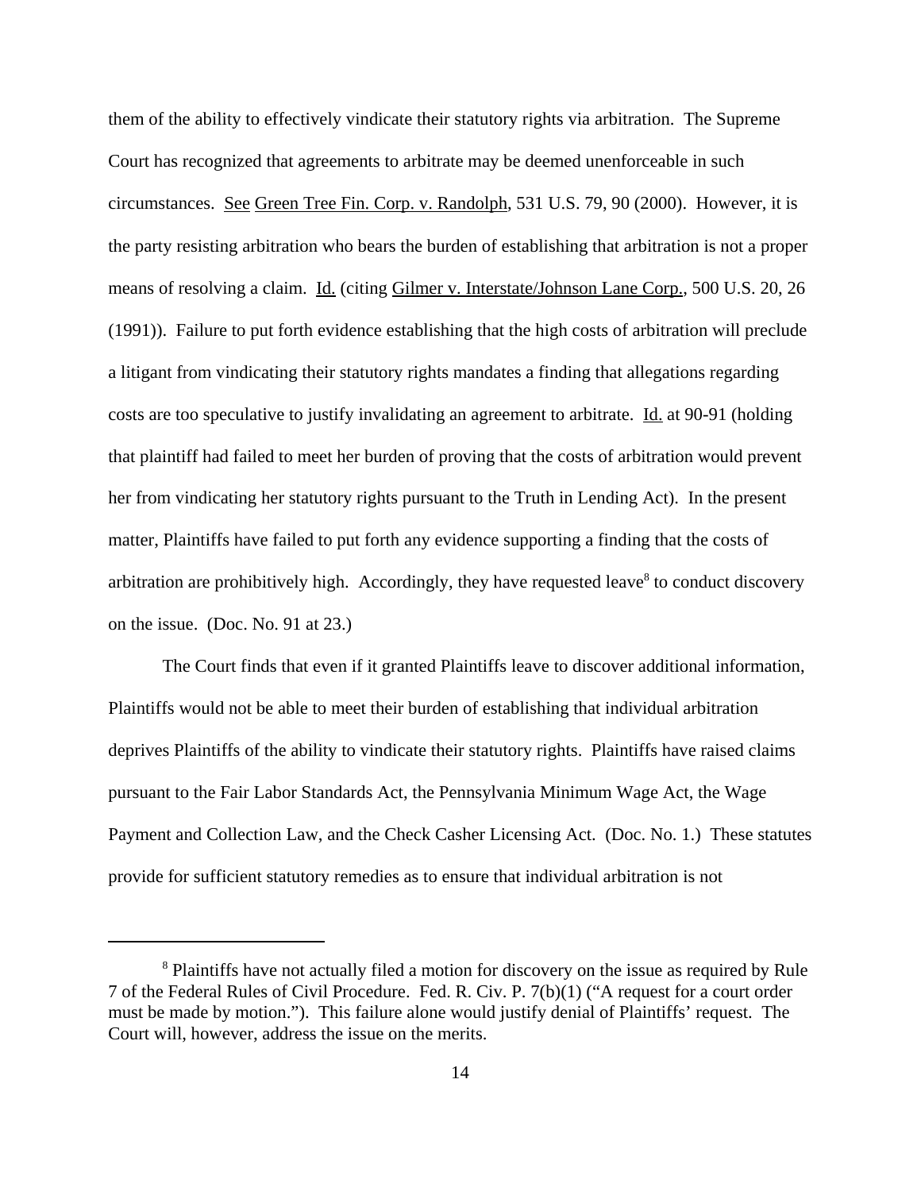them of the ability to effectively vindicate their statutory rights via arbitration. The Supreme Court has recognized that agreements to arbitrate may be deemed unenforceable in such circumstances. See Green Tree Fin. Corp. v. Randolph, 531 U.S. 79, 90 (2000). However, it is the party resisting arbitration who bears the burden of establishing that arbitration is not a proper means of resolving a claim. Id. (citing Gilmer v. Interstate/Johnson Lane Corp., 500 U.S. 20, 26 (1991)). Failure to put forth evidence establishing that the high costs of arbitration will preclude a litigant from vindicating their statutory rights mandates a finding that allegations regarding costs are too speculative to justify invalidating an agreement to arbitrate. Id. at 90-91 (holding that plaintiff had failed to meet her burden of proving that the costs of arbitration would prevent her from vindicating her statutory rights pursuant to the Truth in Lending Act). In the present matter, Plaintiffs have failed to put forth any evidence supporting a finding that the costs of arbitration are prohibitively high. Accordingly, they have requested leave[8] to conduct discovery on the issue. (Doc. No. 91 at 23.)

The Court finds that even if it granted Plaintiffs leave to discover additional information, Plaintiffs would not be able to meet their burden of establishing that individual arbitration deprives Plaintiffs of the ability to vindicate their statutory rights. Plaintiffs have raised claims pursuant to the Fair Labor Standards Act, the Pennsylvania Minimum Wage Act, the Wage Payment and Collection Law, and the Check Casher Licensing Act. (Doc. No. 1.) These statutes provide for sufficient statutory remedies as to ensure that individual arbitration is not

---

[8] Plaintiffs have not actually filed a motion for discovery on the issue as required by Rule 7 of the Federal Rules of Civil Procedure. Fed. R. Civ. P. 7(b)(1) ("A request for a court order must be made by motion."). This failure alone would justify denial of Plaintiffs' request. The Court will, however, address the issue on the merits.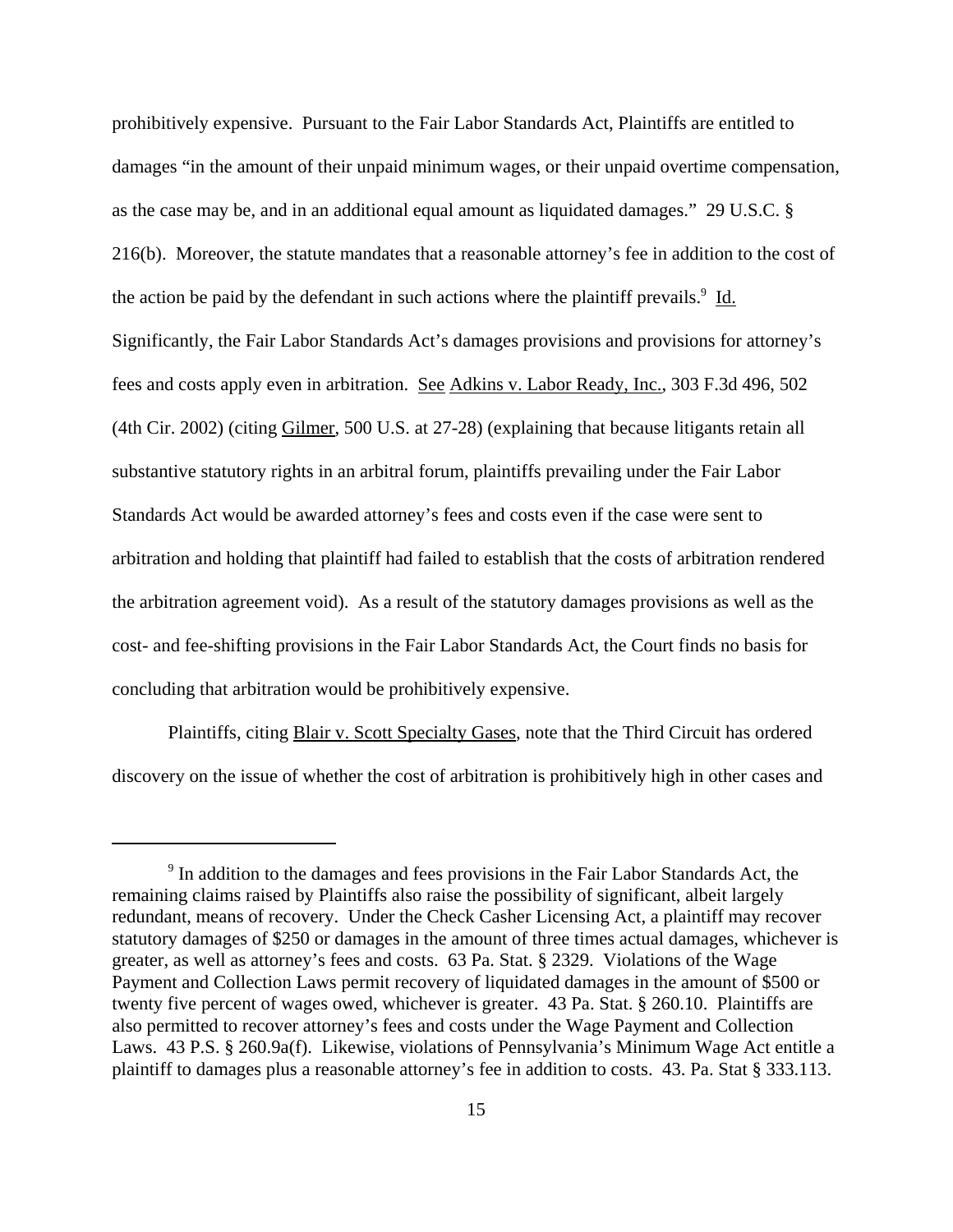prohibitively expensive. Pursuant to the Fair Labor Standards Act, Plaintiffs are entitled to damages "in the amount of their unpaid minimum wages, or their unpaid overtime compensation, as the case may be, and in an additional equal amount as liquidated damages." 29 U.S.C. § 216(b). Moreover, the statute mandates that a reasonable attorney's fee in addition to the cost of the action be paid by the defendant in such actions where the plaintiff prevails.[9] Id. Significantly, the Fair Labor Standards Act's damages provisions and provisions for attorney's fees and costs apply even in arbitration. See Adkins v. Labor Ready, Inc., 303 F.3d 496, 502 (4th Cir. 2002) (citing Gilmer, 500 U.S. at 27-28) (explaining that because litigants retain all substantive statutory rights in an arbitral forum, plaintiffs prevailing under the Fair Labor Standards Act would be awarded attorney's fees and costs even if the case were sent to arbitration and holding that plaintiff had failed to establish that the costs of arbitration rendered the arbitration agreement void). As a result of the statutory damages provisions as well as the cost- and fee-shifting provisions in the Fair Labor Standards Act, the Court finds no basis for concluding that arbitration would be prohibitively expensive.

Plaintiffs, citing Blair v. Scott Specialty Gases, note that the Third Circuit has ordered discovery on the issue of whether the cost of arbitration is prohibitively high in other cases and

[9] In addition to the damages and fees provisions in the Fair Labor Standards Act, the remaining claims raised by Plaintiffs also raise the possibility of significant, albeit largely redundant, means of recovery. Under the Check Casher Licensing Act, a plaintiff may recover statutory damages of $250 or damages in the amount of three times actual damages, whichever is greater, as well as attorney's fees and costs. 63 Pa. Stat. § 2329. Violations of the Wage Payment and Collection Laws permit recovery of liquidated damages in the amount of $500 or twenty five percent of wages owed, whichever is greater. 43 Pa. Stat. § 260.10. Plaintiffs are also permitted to recover attorney's fees and costs under the Wage Payment and Collection Laws. 43 P.S. § 260.9a(f). Likewise, violations of Pennsylvania's Minimum Wage Act entitle a plaintiff to damages plus a reasonable attorney's fee in addition to costs. 43. Pa. Stat § 333.113.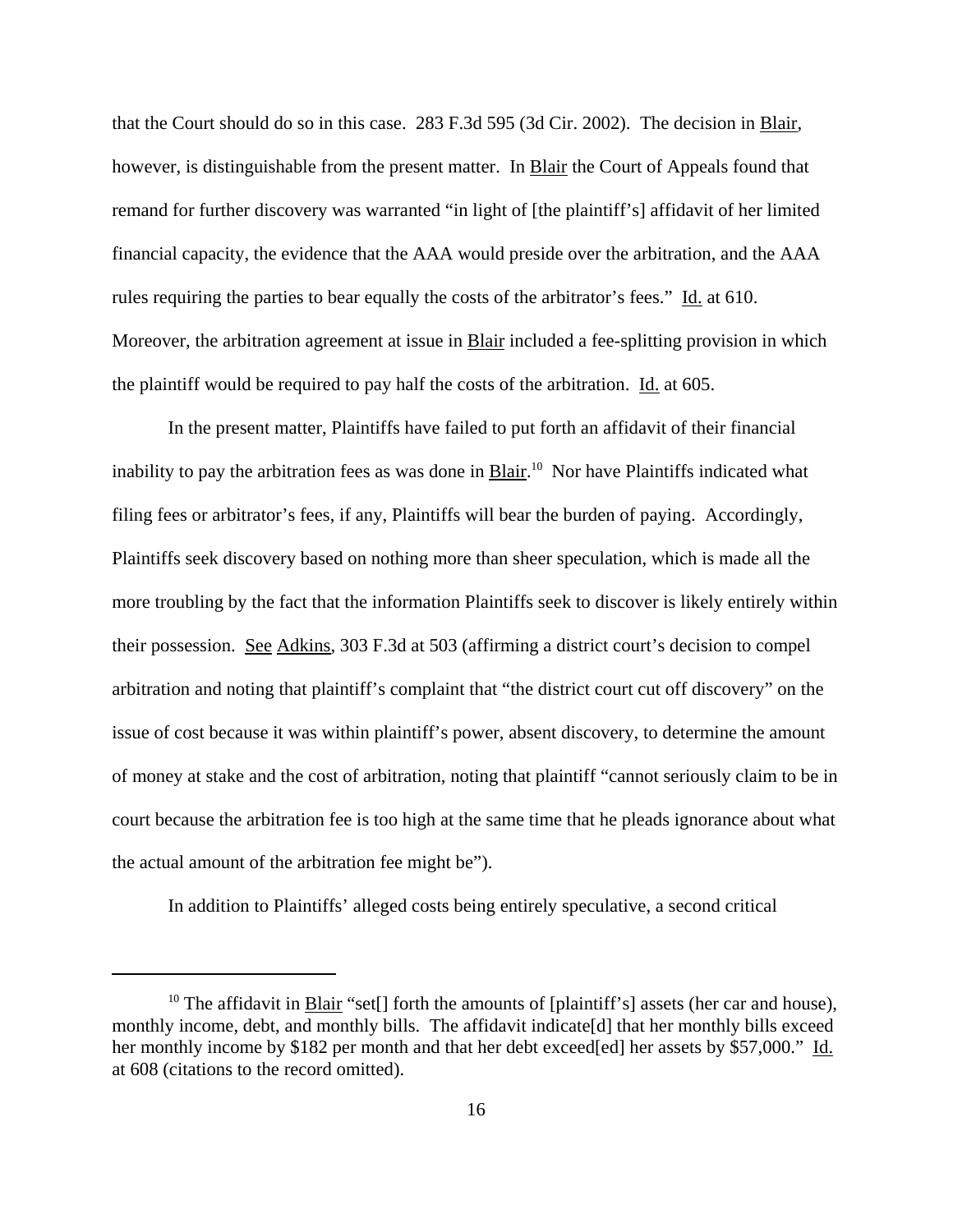that the Court should do so in this case. 283 F.3d 595 (3d Cir. 2002). The decision in Blair, however, is distinguishable from the present matter. In Blair the Court of Appeals found that remand for further discovery was warranted "in light of [the plaintiff's] affidavit of her limited financial capacity, the evidence that the AAA would preside over the arbitration, and the AAA rules requiring the parties to bear equally the costs of the arbitrator's fees." Id. at 610. Moreover, the arbitration agreement at issue in Blair included a fee-splitting provision in which the plaintiff would be required to pay half the costs of the arbitration. Id. at 605.

In the present matter, Plaintiffs have failed to put forth an affidavit of their financial inability to pay the arbitration fees as was done in Blair.[10] Nor have Plaintiffs indicated what filing fees or arbitrator's fees, if any, Plaintiffs will bear the burden of paying. Accordingly, Plaintiffs seek discovery based on nothing more than sheer speculation, which is made all the more troubling by the fact that the information Plaintiffs seek to discover is likely entirely within their possession. See Adkins, 303 F.3d at 503 (affirming a district court's decision to compel arbitration and noting that plaintiff's complaint that "the district court cut off discovery" on the issue of cost because it was within plaintiff's power, absent discovery, to determine the amount of money at stake and the cost of arbitration, noting that plaintiff "cannot seriously claim to be in court because the arbitration fee is too high at the same time that he pleads ignorance about what the actual amount of the arbitration fee might be").

In addition to Plaintiffs' alleged costs being entirely speculative, a second critical

---

[10] The affidavit in Blair "set[] forth the amounts of [plaintiff's] assets (her car and house), monthly income, debt, and monthly bills. The affidavit indicate[d] that her monthly bills exceed her monthly income by $182 per month and that her debt exceed[ed] her assets by $57,000." Id. at 608 (citations to the record omitted).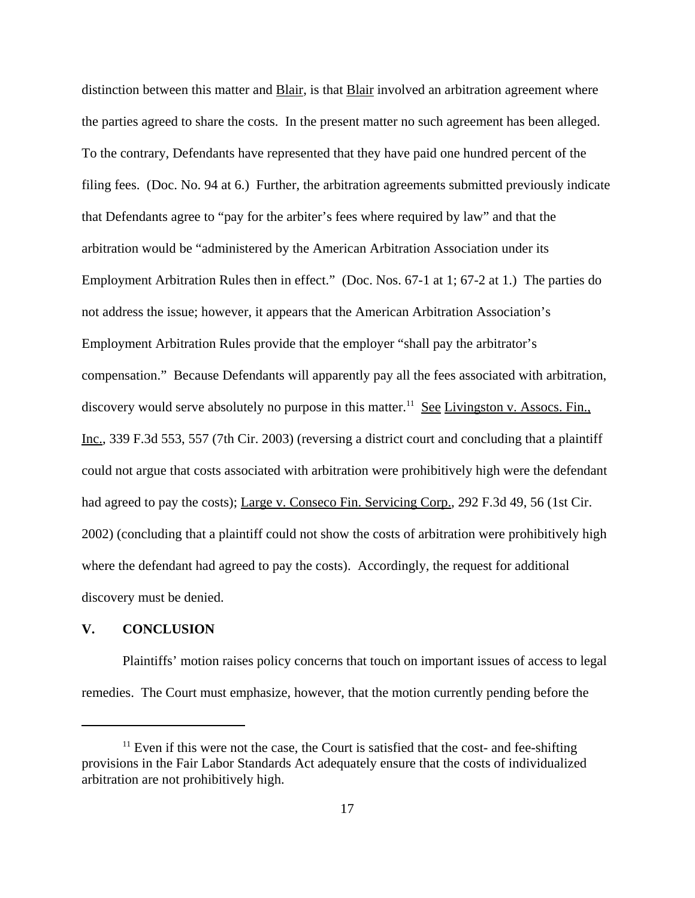distinction between this matter and Blair, is that Blair involved an arbitration agreement where the parties agreed to share the costs. In the present matter no such agreement has been alleged. To the contrary, Defendants have represented that they have paid one hundred percent of the filing fees. (Doc. No. 94 at 6.) Further, the arbitration agreements submitted previously indicate that Defendants agree to "pay for the arbiter's fees where required by law" and that the arbitration would be "administered by the American Arbitration Association under its Employment Arbitration Rules then in effect." (Doc. Nos. 67-1 at 1; 67-2 at 1.) The parties do not address the issue; however, it appears that the American Arbitration Association's Employment Arbitration Rules provide that the employer "shall pay the arbitrator's compensation." Because Defendants will apparently pay all the fees associated with arbitration, discovery would serve absolutely no purpose in this matter.[11] See Livingston v. Assocs. Fin., Inc., 339 F.3d 553, 557 (7th Cir. 2003) (reversing a district court and concluding that a plaintiff could not argue that costs associated with arbitration were prohibitively high were the defendant had agreed to pay the costs); Large v. Conseco Fin. Servicing Corp., 292 F.3d 49, 56 (1st Cir. 2002) (concluding that a plaintiff could not show the costs of arbitration were prohibitively high where the defendant had agreed to pay the costs). Accordingly, the request for additional discovery must be denied.

## V. CONCLUSION

Plaintiffs' motion raises policy concerns that touch on important issues of access to legal remedies. The Court must emphasize, however, that the motion currently pending before the

[11] Even if this were not the case, the Court is satisfied that the cost- and fee-shifting provisions in the Fair Labor Standards Act adequately ensure that the costs of individualized arbitration are not prohibitively high.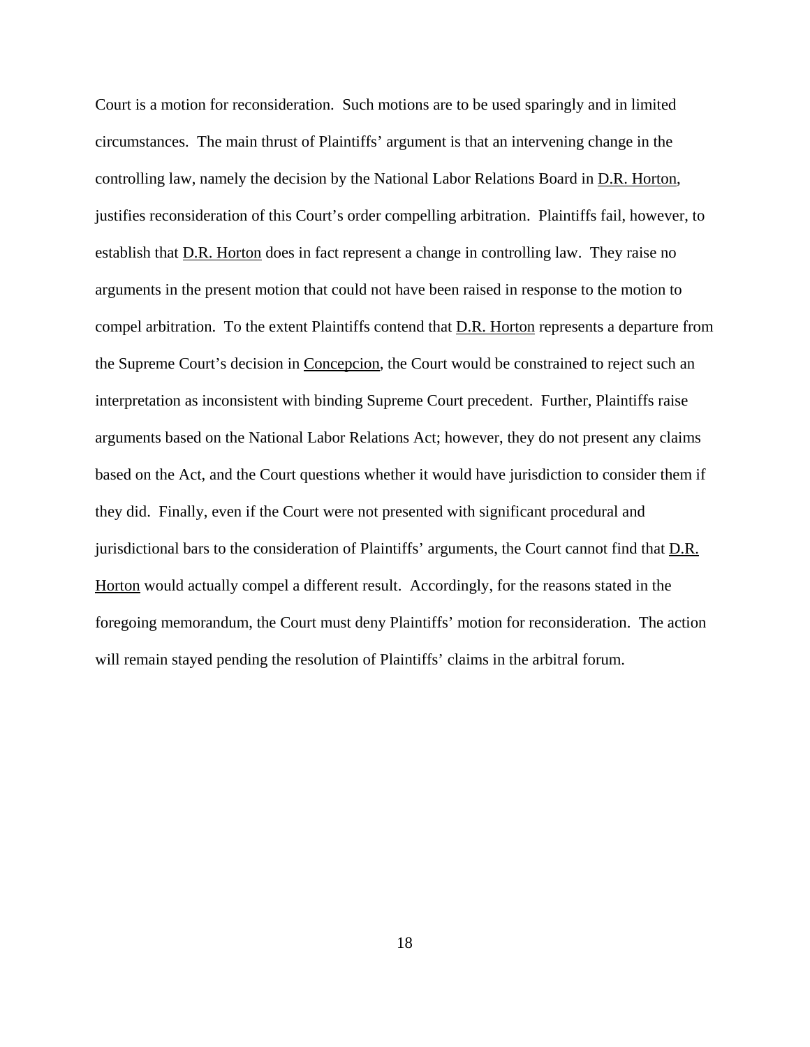Court is a motion for reconsideration. Such motions are to be used sparingly and in limited circumstances. The main thrust of Plaintiffs' argument is that an intervening change in the controlling law, namely the decision by the National Labor Relations Board in D.R. Horton, justifies reconsideration of this Court's order compelling arbitration. Plaintiffs fail, however, to establish that D.R. Horton does in fact represent a change in controlling law. They raise no arguments in the present motion that could not have been raised in response to the motion to compel arbitration. To the extent Plaintiffs contend that D.R. Horton represents a departure from the Supreme Court's decision in Concepcion, the Court would be constrained to reject such an interpretation as inconsistent with binding Supreme Court precedent. Further, Plaintiffs raise arguments based on the National Labor Relations Act; however, they do not present any claims based on the Act, and the Court questions whether it would have jurisdiction to consider them if they did. Finally, even if the Court were not presented with significant procedural and jurisdictional bars to the consideration of Plaintiffs' arguments, the Court cannot find that D.R. Horton would actually compel a different result. Accordingly, for the reasons stated in the foregoing memorandum, the Court must deny Plaintiffs' motion for reconsideration. The action will remain stayed pending the resolution of Plaintiffs' claims in the arbitral forum.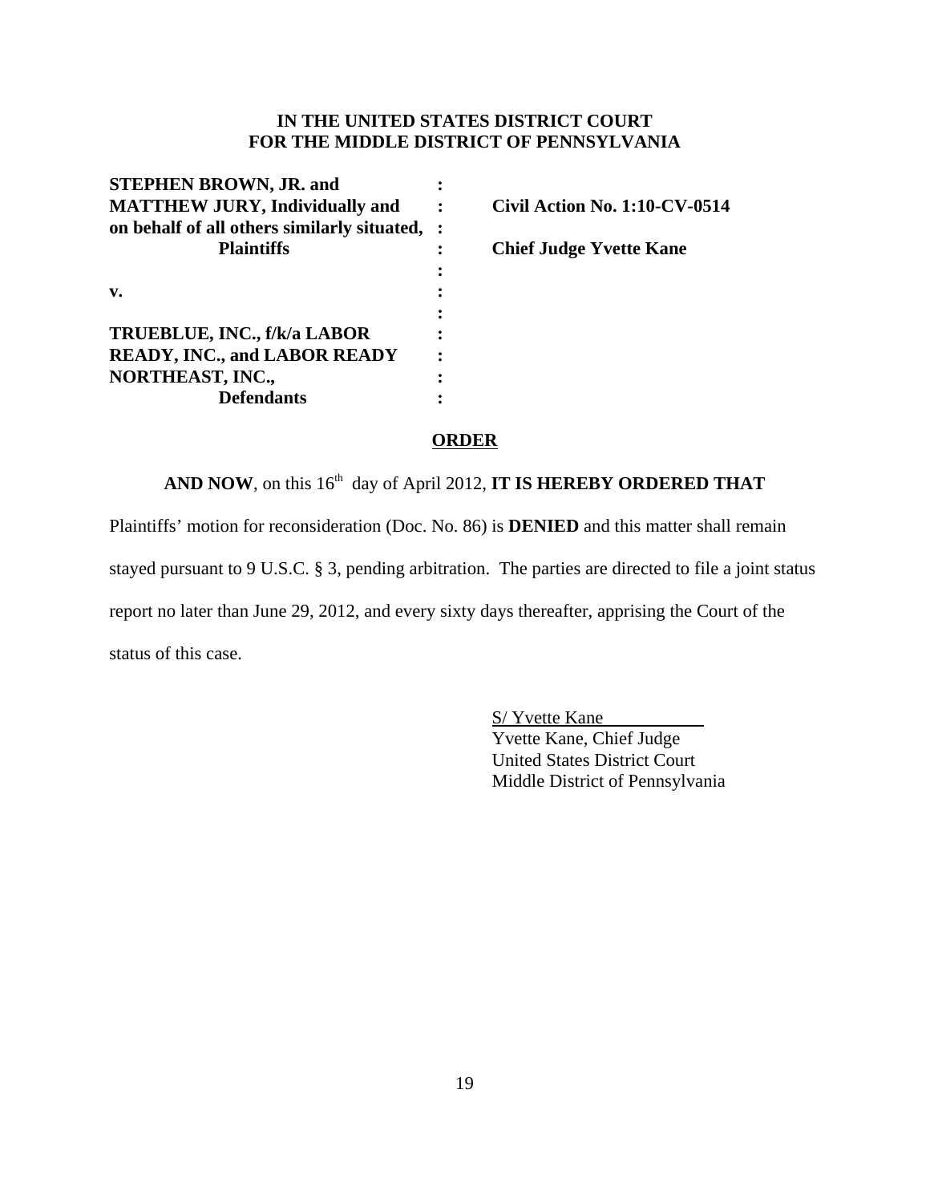**IN THE UNITED STATES DISTRICT COURT**
**FOR THE MIDDLE DISTRICT OF PENNSYLVANIA**

| | | |
|---|---|---|
| **STEPHEN BROWN, JR. and** | **:** | |
| **MATTHEW JURY, Individually and** | **:** | **Civil Action No. 1:10-CV-0514** |
| **on behalf of all others similarly situated,** | **:** | |
| **Plaintiffs** | **:** | **Chief Judge Yvette Kane** |
| | **:** | |
| **v.** | **:** | |
| | **:** | |
| **TRUEBLUE, INC., f/k/a LABOR** | **:** | |
| **READY, INC., and LABOR READY** | **:** | |
| **NORTHEAST, INC.,** | **:** | |
| **Defendants** | **:** | |

**ORDER**

**AND NOW**, on this 16th day of April 2012, **IT IS HEREBY ORDERED THAT** Plaintiffs' motion for reconsideration (Doc. No. 86) is **DENIED** and this matter shall remain stayed pursuant to 9 U.S.C. § 3, pending arbitration. The parties are directed to file a joint status report no later than June 29, 2012, and every sixty days thereafter, apprising the Court of the status of this case.

S/ Yvette Kane
Yvette Kane, Chief Judge
United States District Court
Middle District of Pennsylvania